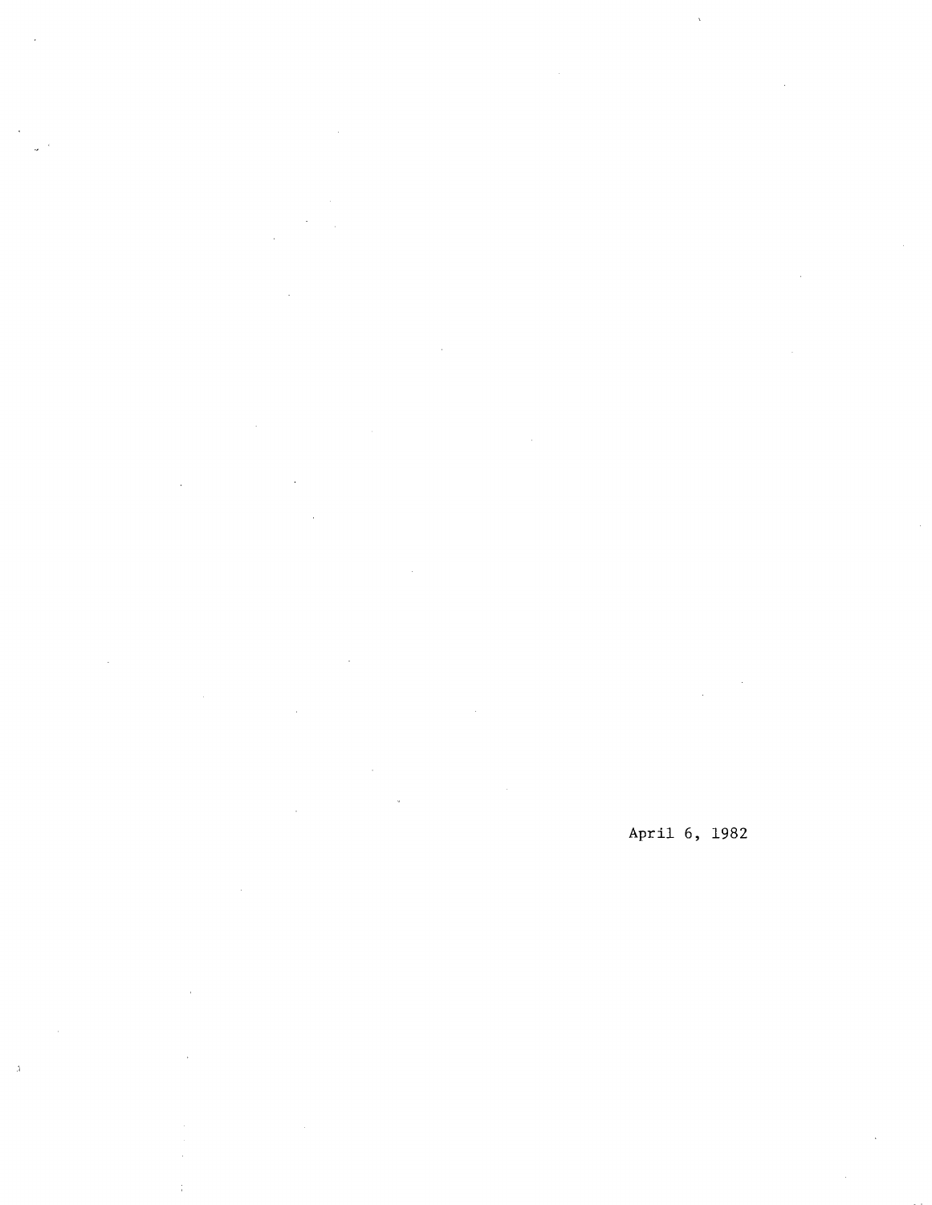April 6, 1982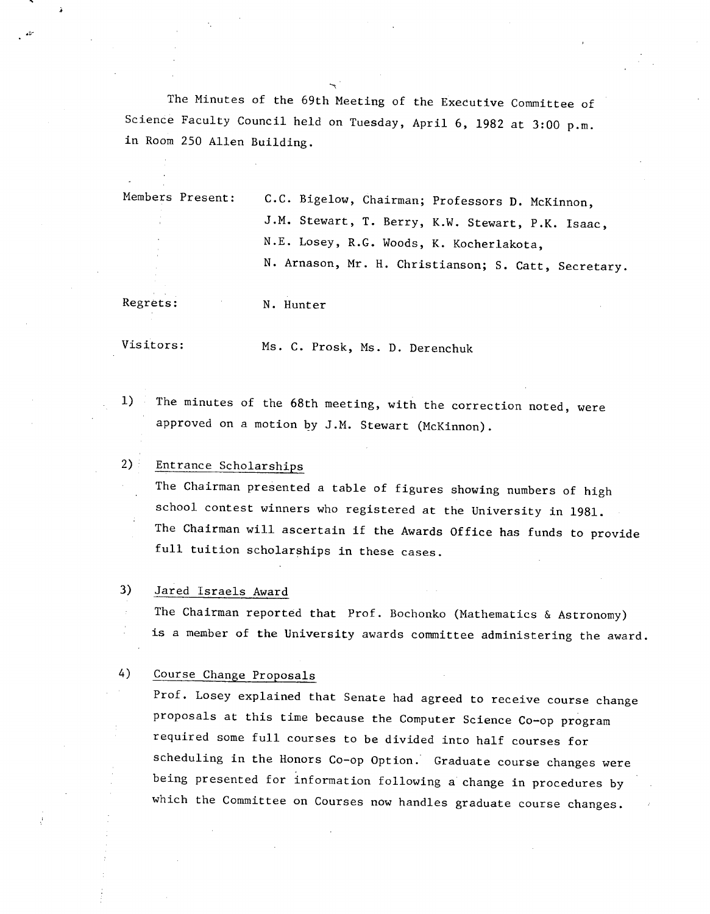The Minutes of the 69th Meeting of the Executive Committee of Science Faculty Council held on Tuesday, April 6, 1982 at 3:00 p.m. in Room 250 Allen Building.

Members Present: C.C. Bigelow, Chairman; Professors D. McKinnon, J.M. Stewart, T. Berry, K.W. Stewart, P.K. Isaac, N.E. Losey, R.G. Woods, K. Kocherlakota, N. Arnason, Mr. H. Christianson; S. Catt, Secretary.

Regrets: N. Hunter

Visitors: Ms. C. Prosk, Ms. D. Derenchuk

1) The minutes of the 68th meeting, with the correction noted, were approved on a motion by J.M. Stewart (McKinnon).

2) Entrance Scholarships

   The Chairman presented a table of figures showing numbers of high school contest winners who registered at the University in 1981. The Chairman will ascertain if the Awards Office has funds to provide full tuition scholarships in these cases.

3) Jared Israels Award

   The Chairman reported that Prof. Bochonko (Mathematics & Astronomy) is a member of the University awards committee administering the award.

4) Course Change Proposals

   Prof. Losey explained that Senate had agreed to receive course change proposals at this time because the Computer Science Co-op program required some full courses to be divided into half courses for scheduling in the Honors Co-op Option. Graduate course changes were being presented for information following a change in procedures by which the Committee on Courses now handles graduate course changes.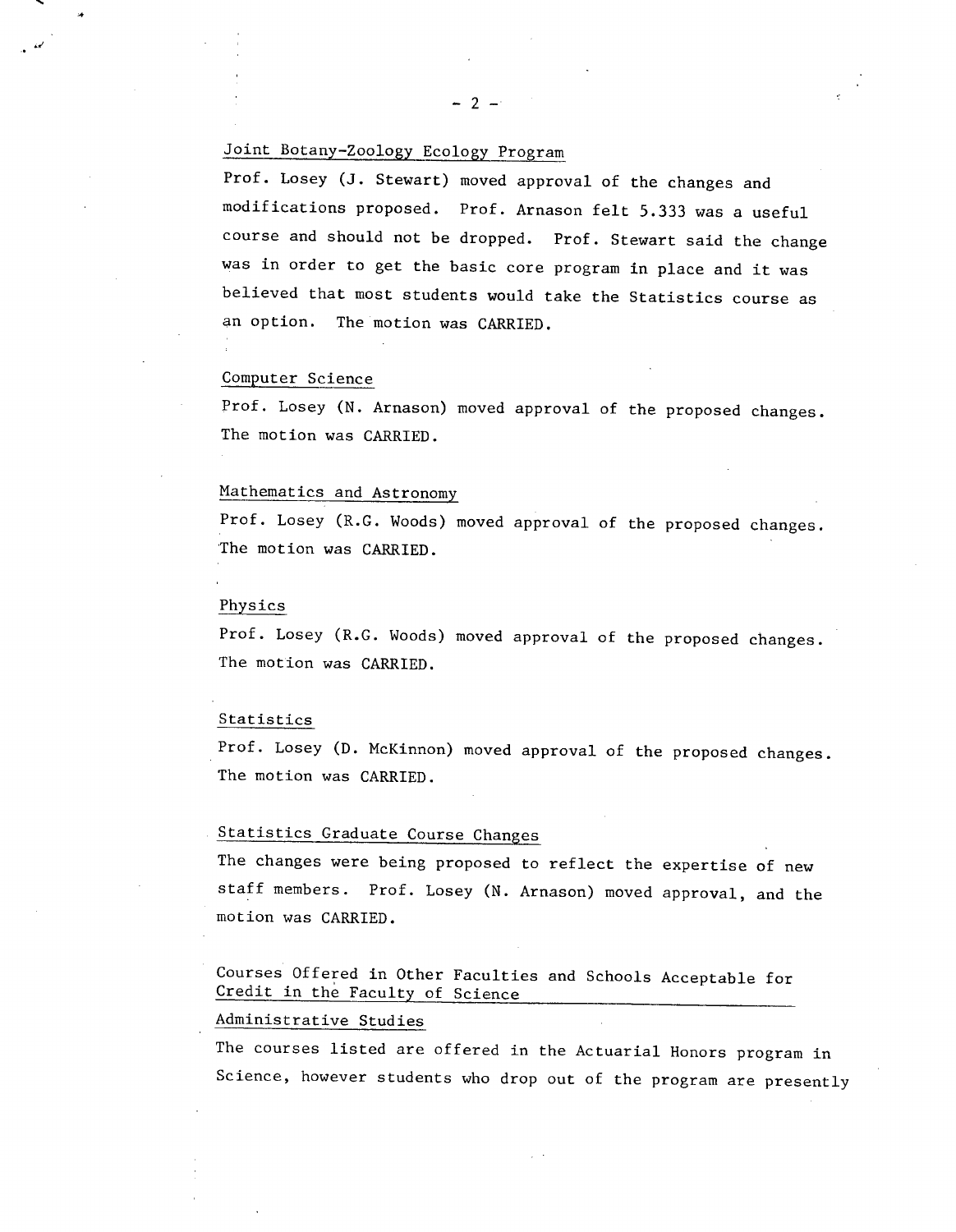Joint Botany-Zoology Ecology Program

Prof. Losey (J. Stewart) moved approval of the changes and modifications proposed. Prof. Arnason felt 5.333 was a useful course and should not be dropped. Prof. Stewart said the change was in order to get the basic core program in place and it was believed that most students would take the Statistics course as an option. The motion was CARRIED.

Computer Science

Prof. Losey (N. Arnason) moved approval of the proposed changes. The motion was CARRIED.

Mathematics and Astronomy

Prof. Losey (R.G. Woods) moved approval of the proposed changes. The motion was CARRIED.

Physics

Prof. Losey (R.G. Woods) moved approval of the proposed changes. The motion was CARRIED.

Statistics

Prof. Losey (D. McKinnon) moved approval of the proposed changes. The motion was CARRIED.

Statistics Graduate Course Changes

The changes were being proposed to reflect the expertise of new staff members. Prof. Losey (N. Arnason) moved approval, and the motion was CARRIED.

Courses Offered in Other Faculties and Schools Acceptable for Credit in the Faculty of Science

Administrative Studies

The courses listed are offered in the Actuarial Honors program in Science, however students who drop out of the program are presently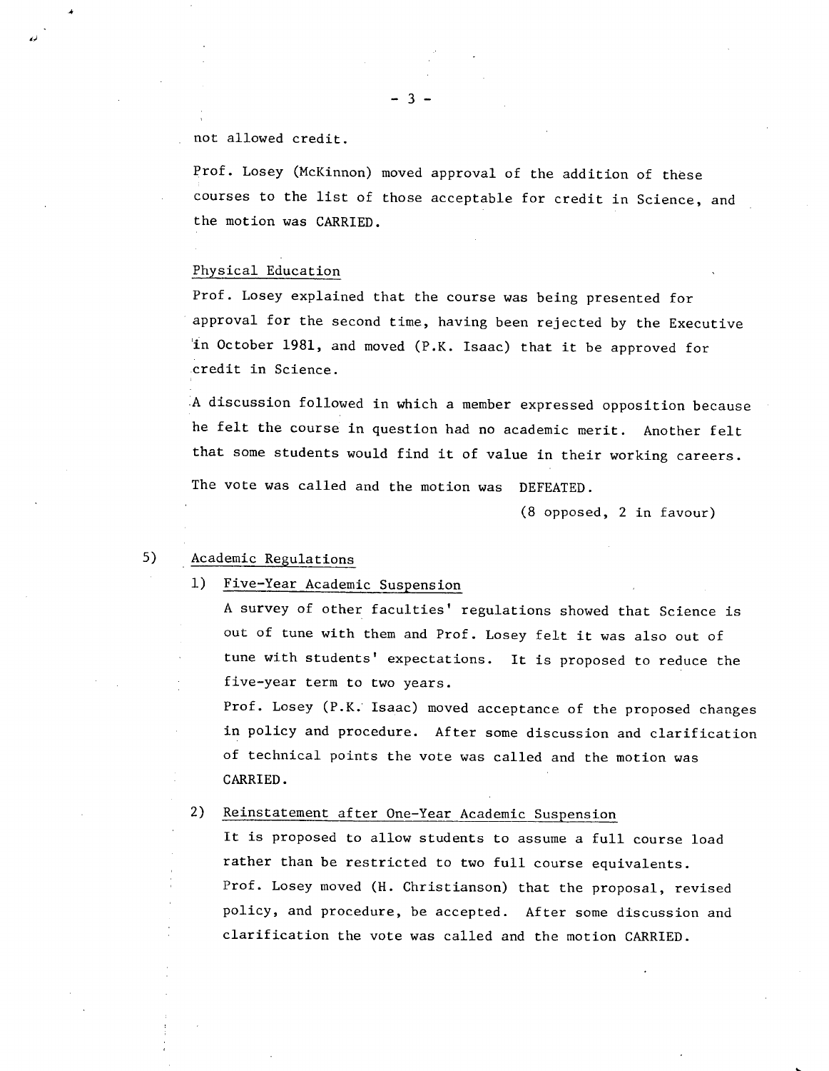not allowed credit.

Prof. Losey (McKinnon) moved approval of the addition of these courses to the list of those acceptable for credit in Science, and the motion was CARRIED.

Physical Education

Prof. Losey explained that the course was being presented for approval for the second time, having been rejected by the Executive in October 1981, and moved (P.K. Isaac) that it be approved for credit in Science.

A discussion followed in which a member expressed opposition because he felt the course in question had no academic merit. Another felt that some students would find it of value in their working careers.

The vote was called and the motion was DEFEATED.

(8 opposed, 2 in favour)

5) Academic Regulations

1) Five-Year Academic Suspension

A survey of other faculties' regulations showed that Science is out of tune with them and Prof. Losey felt it was also out of tune with students' expectations. It is proposed to reduce the five-year term to two years.

Prof. Losey (P.K. Isaac) moved acceptance of the proposed changes in policy and procedure. After some discussion and clarification of technical points the vote was called and the motion was CARRIED.

2) Reinstatement after One-Year Academic Suspension

It is proposed to allow students to assume a full course load rather than be restricted to two full course equivalents.

Prof. Losey moved (H. Christianson) that the proposal, revised policy, and procedure, be accepted. After some discussion and clarification the vote was called and the motion CARRIED.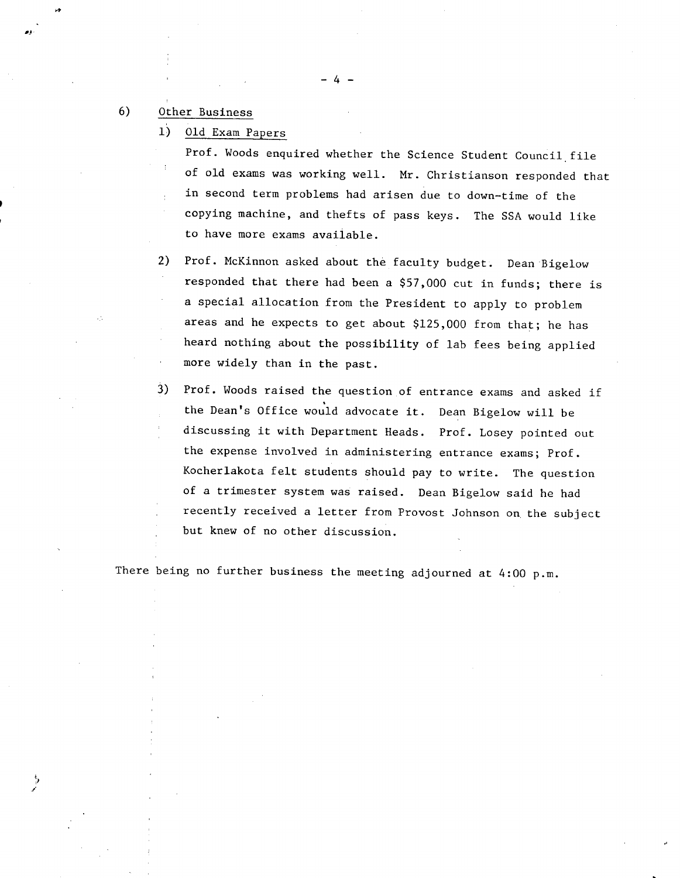6) Other Business

   1) Old Exam Papers

      Prof. Woods enquired whether the Science Student Council file of old exams was working well. Mr. Christianson responded that in second term problems had arisen due to down-time of the copying machine, and thefts of pass keys. The SSA would like to have more exams available.

   2) Prof. McKinnon asked about the faculty budget. Dean Bigelow responded that there had been a $57,000 cut in funds; there is a special allocation from the President to apply to problem areas and he expects to get about $125,000 from that; he has heard nothing about the possibility of lab fees being applied more widely than in the past.

   3) Prof. Woods raised the question of entrance exams and asked if the Dean's Office would advocate it. Dean Bigelow will be discussing it with Department Heads. Prof. Losey pointed out the expense involved in administering entrance exams; Prof. Kocherlakota felt students should pay to write. The question of a trimester system was raised. Dean Bigelow said he had recently received a letter from Provost Johnson on the subject but knew of no other discussion.

There being no further business the meeting adjourned at 4:00 p.m.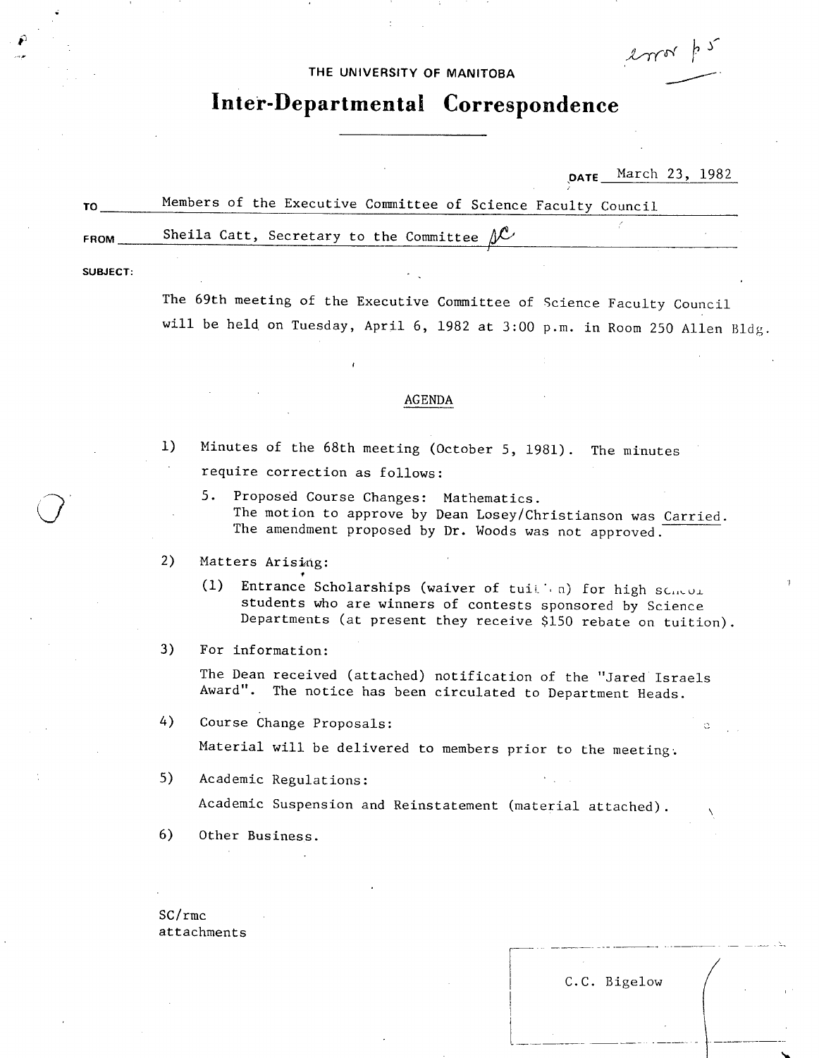THE UNIVERSITY OF MANITOBA

# Inter-Departmental Correspondence

DATE March 23, 1982

TO Members of the Executive Committee of Science Faculty Council

FROM Sheila Catt, Secretary to the Committee

SUBJECT:

The 69th meeting of the Executive Committee of Science Faculty Council will be held on Tuesday, April 6, 1982 at 3:00 p.m. in Room 250 Allen Bldg.

AGENDA

1) Minutes of the 68th meeting (October 5, 1981). The minutes require correction as follows:

   5. Proposed Course Changes: Mathematics.
   The motion to approve by Dean Losey/Christianson was Carried.
   The amendment proposed by Dr. Woods was not approved.

2) Matters Arising:

   (1) Entrance Scholarships (waiver of tuition) for high school students who are winners of contests sponsored by Science Departments (at present they receive $150 rebate on tuition).

3) For information:

   The Dean received (attached) notification of the "Jared Israels Award". The notice has been circulated to Department Heads.

4) Course Change Proposals:

   Material will be delivered to members prior to the meeting.

5) Academic Regulations:

   Academic Suspension and Reinstatement (material attached).

6) Other Business.

SC/rmc
attachments

C.C. Bigelow